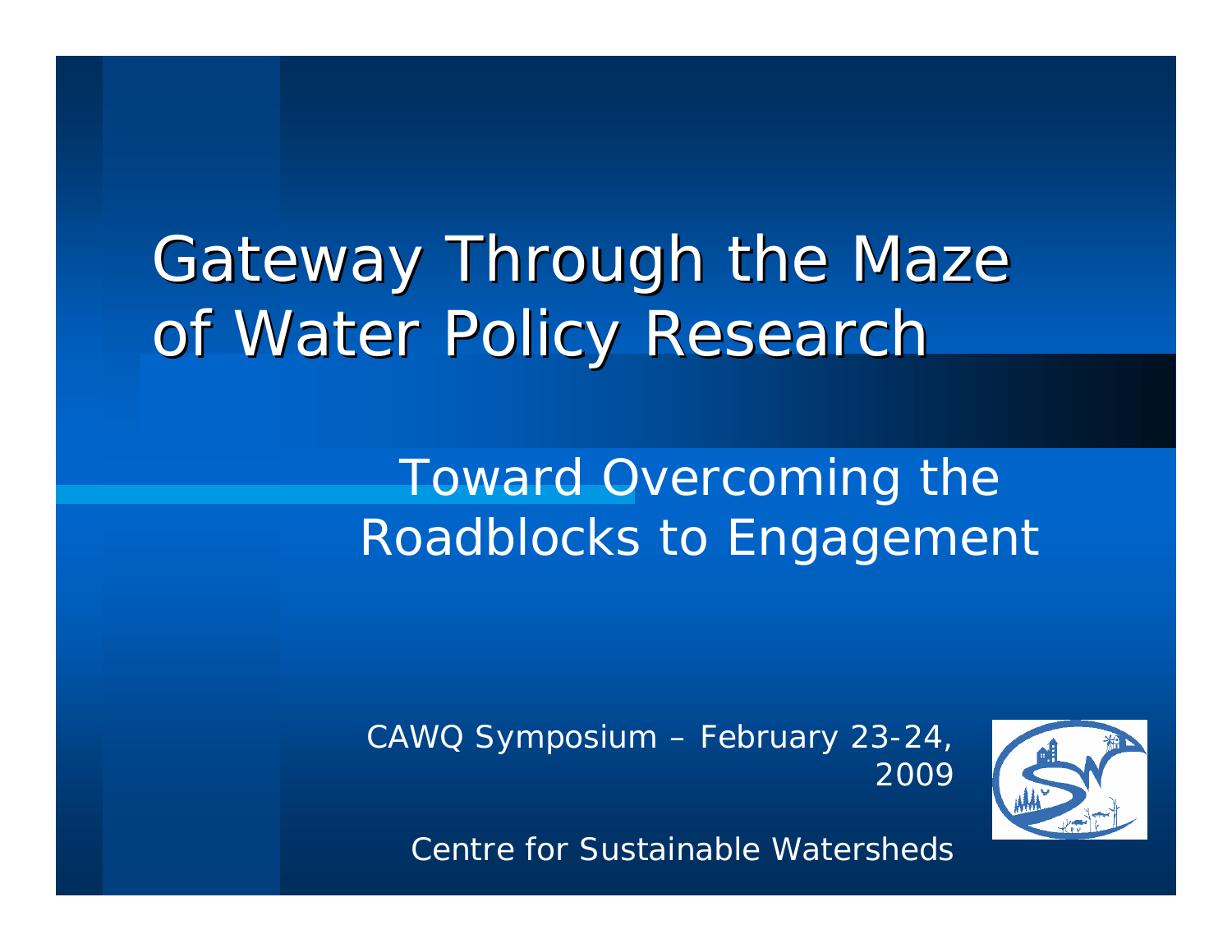# Gateway Through the Maze of Water Policy Research

## Toward Overcoming the Roadblocks to Engagement

CAWQ Symposium – February 23-24, 2009

Centre for Sustainable Watersheds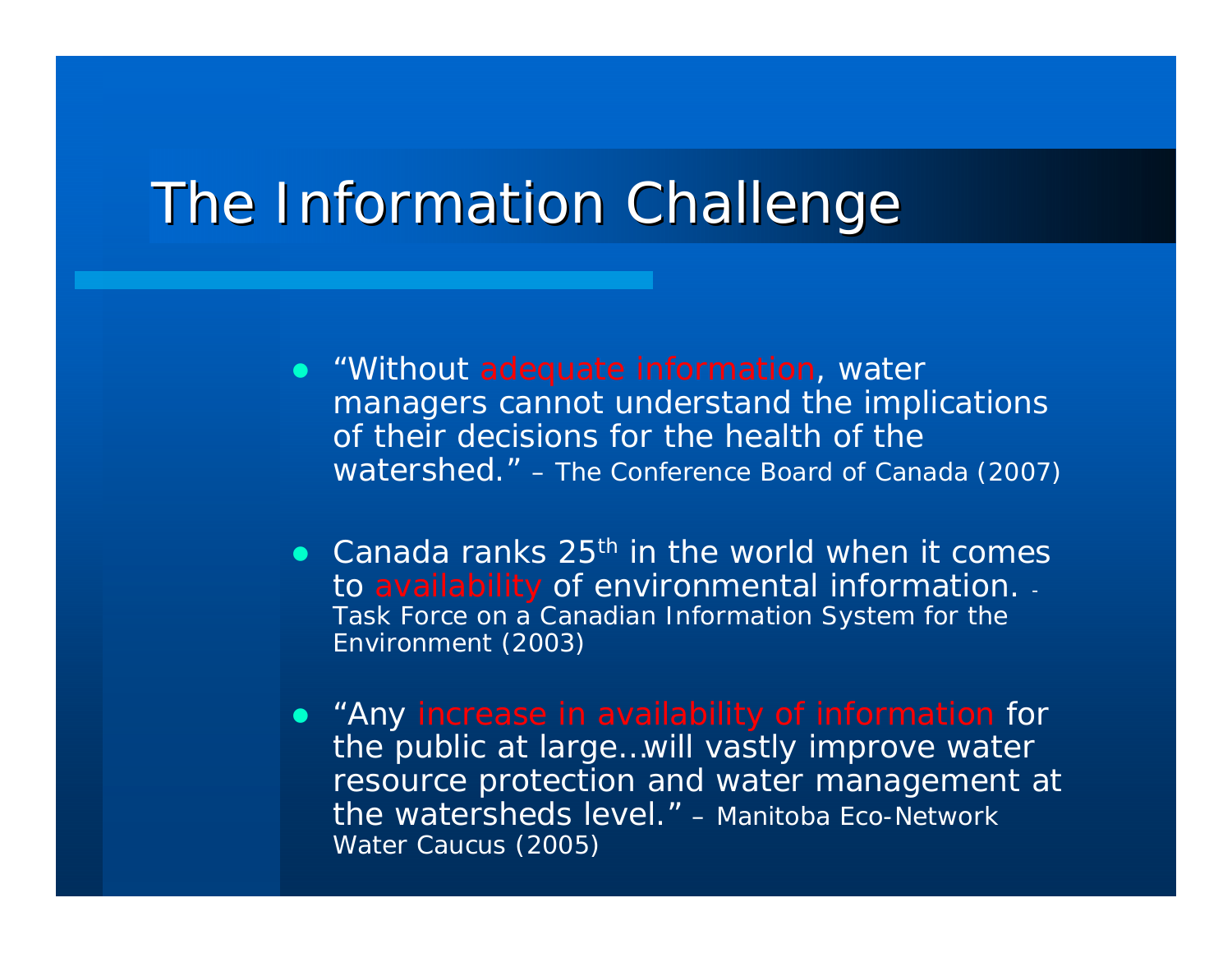# The Information Challenge

- "Without adequate information, water managers cannot understand the implications of their decisions for the health of the watershed." – The Conference Board of Canada (2007)

- Canada ranks 25th in the world when it comes to availability of environmental information. - Task Force on a Canadian Information System for the Environment (2003)

- "Any increase in availability of information for the public at large…will vastly improve water resource protection and water management at the watersheds level." – Manitoba Eco-Network Water Caucus (2005)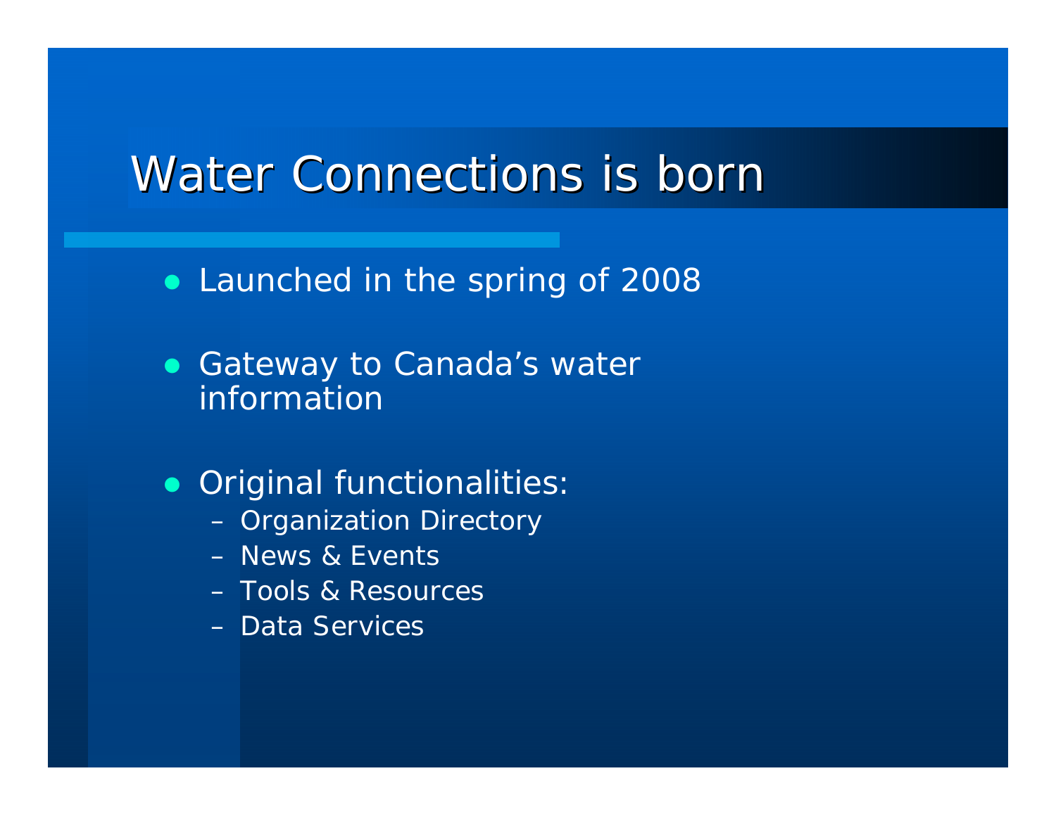# Water Connections is born

- Launched in the spring of 2008

- Gateway to Canada's water information

- Original functionalities:
  - Organization Directory
  - News & Events
  - Tools & Resources
  - Data Services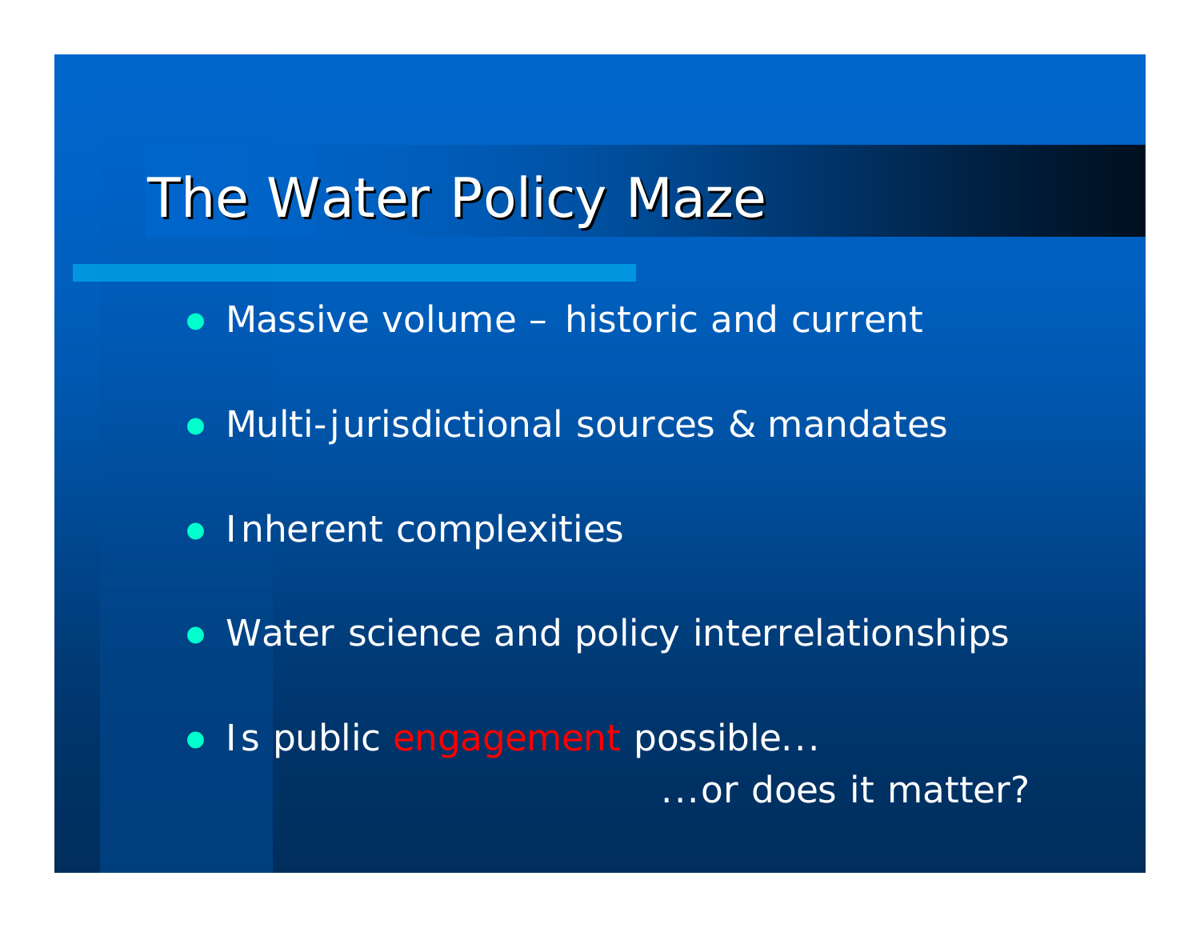# The Water Policy Maze

- Massive volume – historic and current
- Multi-jurisdictional sources & mandates
- Inherent complexities
- Water science and policy interrelationships
- Is public engagement possible…

  …or does it matter?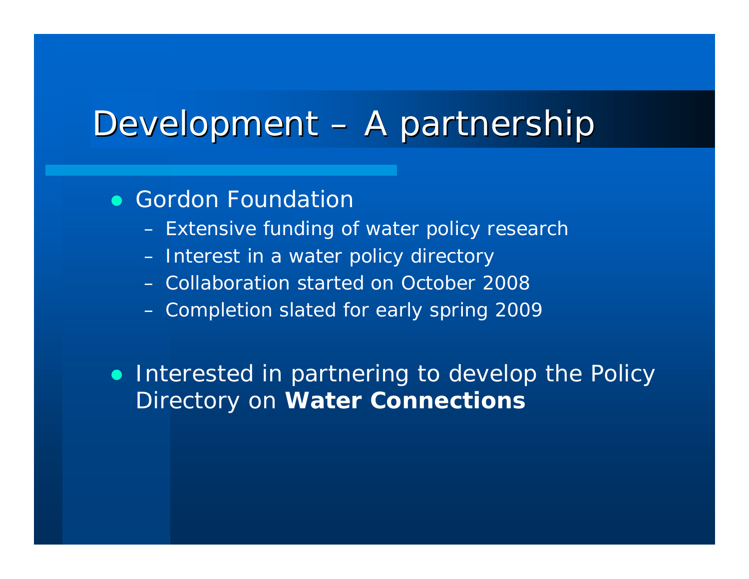# Development – A partnership

- Gordon Foundation
  - Extensive funding of water policy research
  - Interest in a water policy directory
  - Collaboration started on October 2008
  - Completion slated for early spring 2009

- Interested in partnering to develop the Policy Directory on **Water Connections**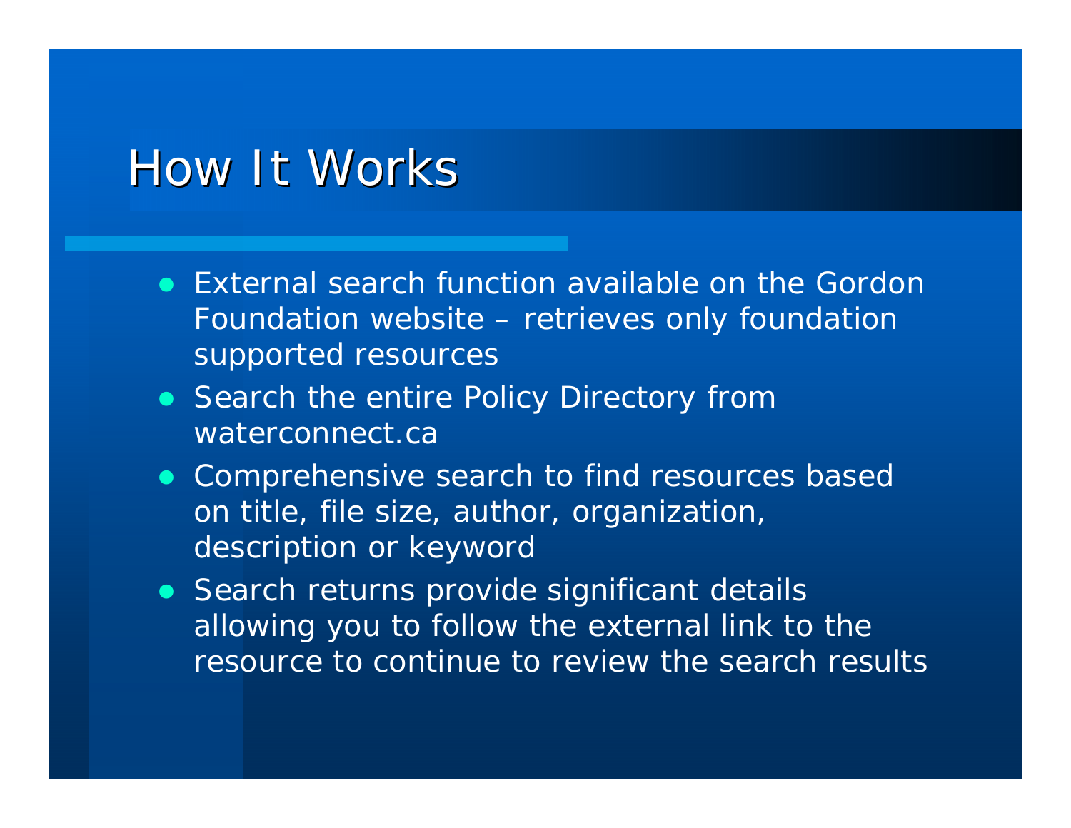# How It Works

- External search function available on the Gordon Foundation website – retrieves only foundation supported resources
- Search the entire Policy Directory from waterconnect.ca
- Comprehensive search to find resources based on title, file size, author, organization, description or keyword
- Search returns provide significant details allowing you to follow the external link to the resource to continue to review the search results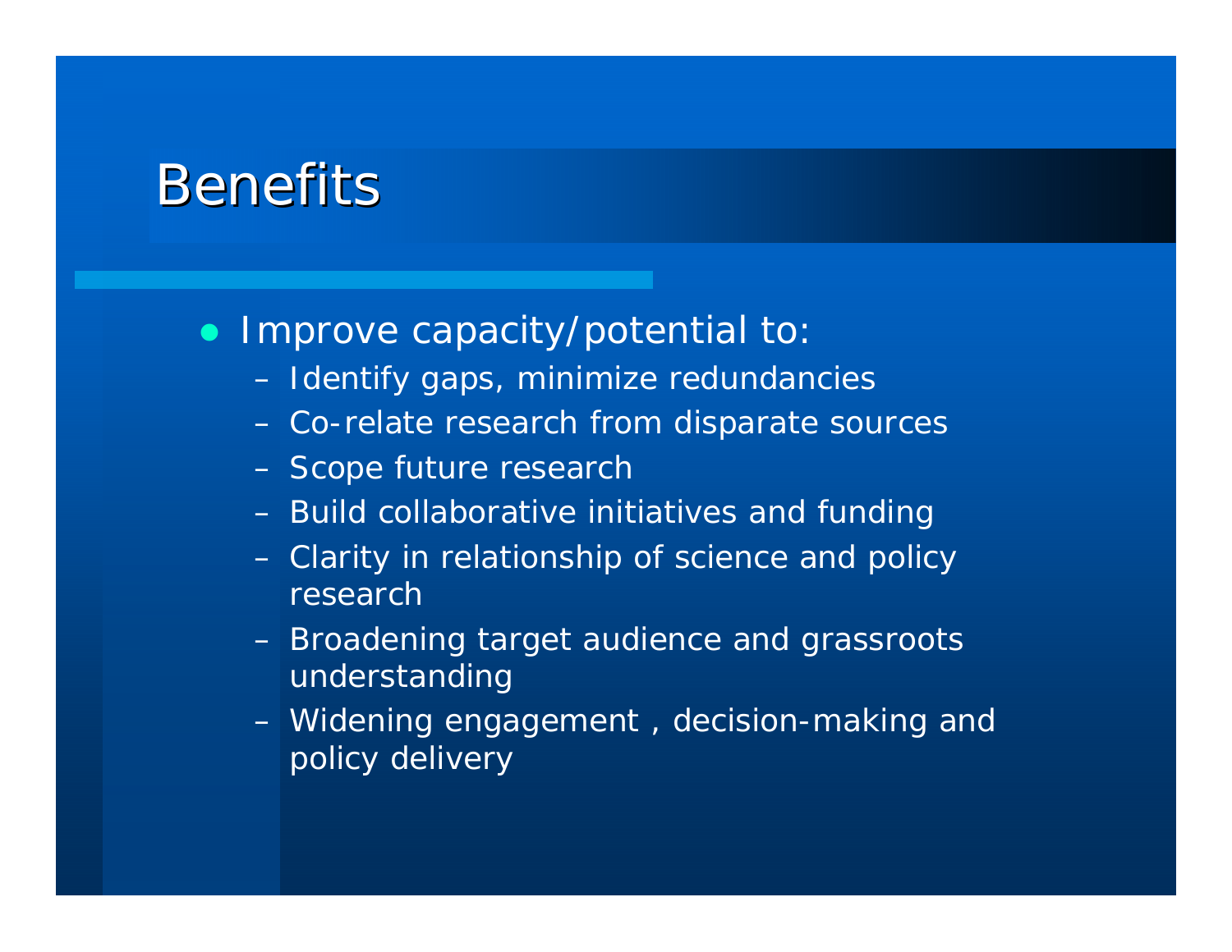# Benefits

- Improve capacity/potential to:
  - Identify gaps, minimize redundancies
  - Co-relate research from disparate sources
  - Scope future research
  - Build collaborative initiatives and funding
  - Clarity in relationship of science and policy research
  - Broadening target audience and grassroots understanding
  - Widening engagement , decision-making and policy delivery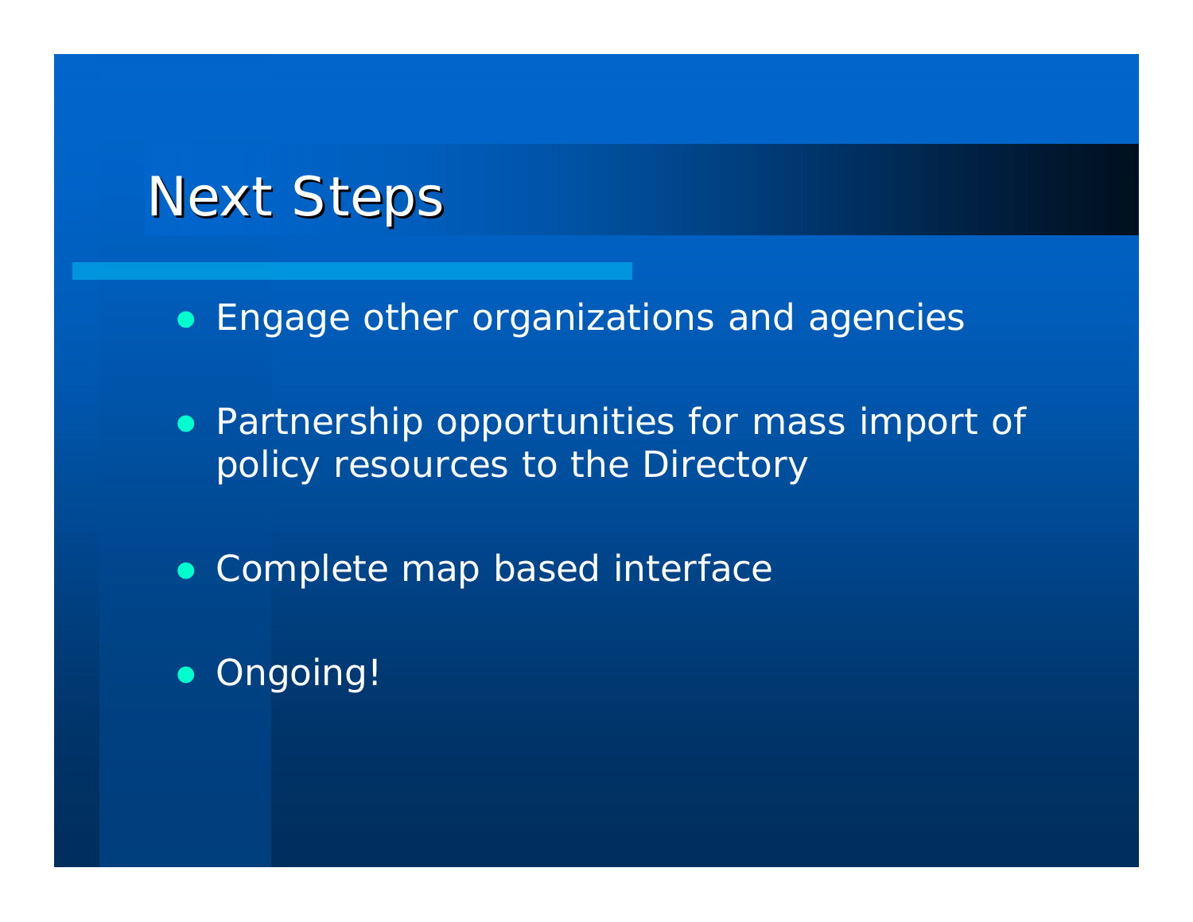# Next Steps

- Engage other organizations and agencies
- Partnership opportunities for mass import of policy resources to the Directory
- Complete map based interface
- Ongoing!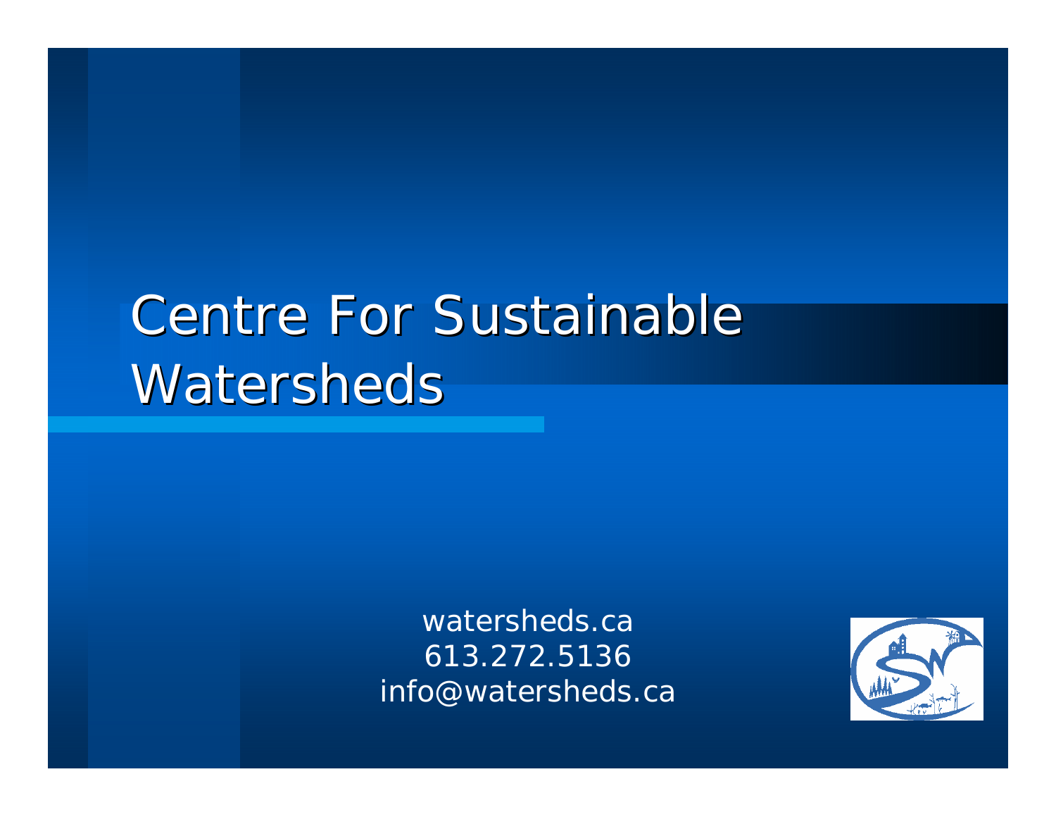# Centre For Sustainable Watersheds

watersheds.ca
613.272.5136
info@watersheds.ca